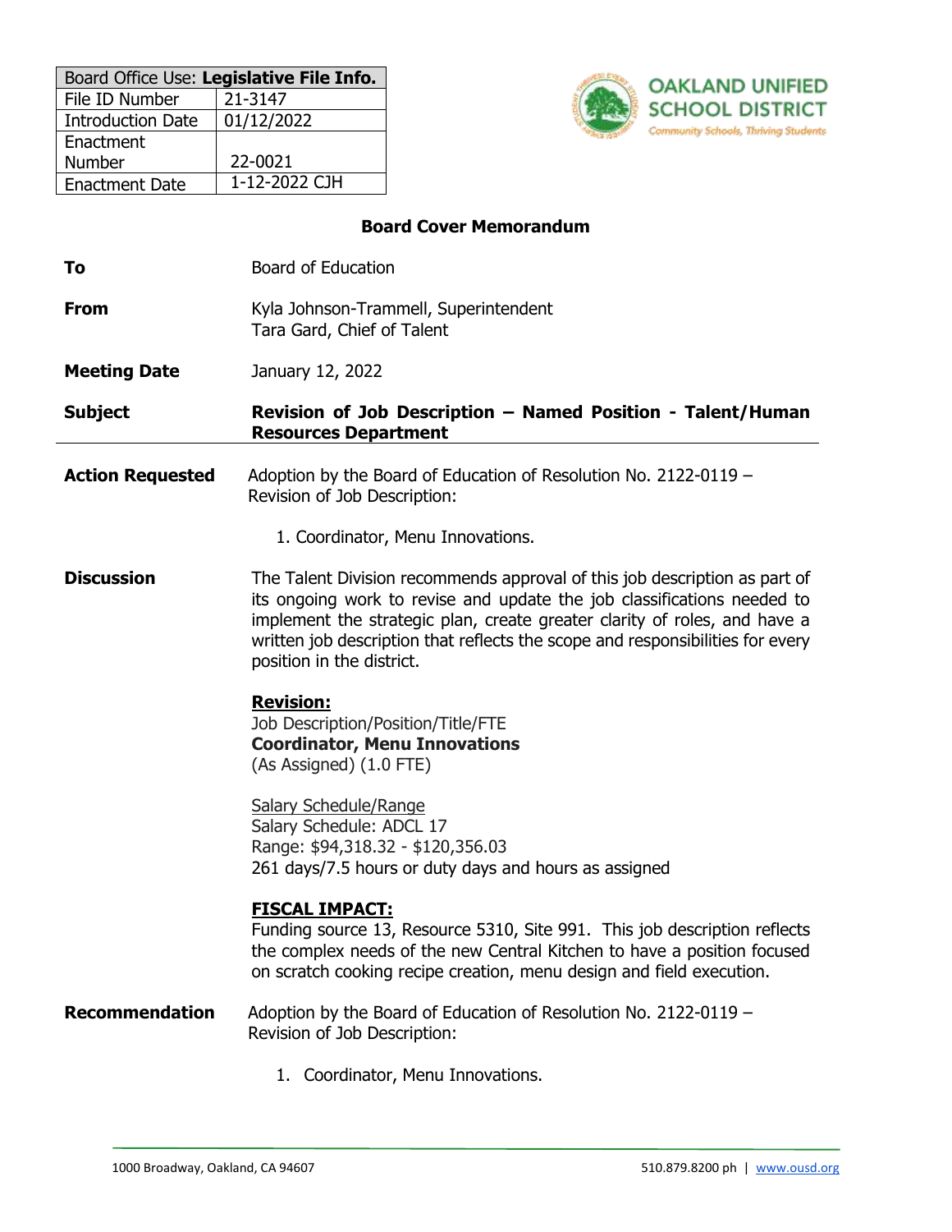| Board Office Use: **Legislative File Info.** | |
|---|---|
| File ID Number | 21-3147 |
| Introduction Date | 01/12/2022 |
| Enactment Number | 22-0021 |
| Enactment Date | 1-12-2022 CJH |

OAKLAND UNIFIED SCHOOL DISTRICT
Community Schools, Thriving Students

## Board Cover Memorandum

**To** Board of Education

**From** Kyla Johnson-Trammell, Superintendent
Tara Gard, Chief of Talent

**Meeting Date** January 12, 2022

**Subject** **Revision of Job Description – Named Position - Talent/Human Resources Department**

---

**Action Requested** Adoption by the Board of Education of Resolution No. 2122-0119 – Revision of Job Description:

1. Coordinator, Menu Innovations.

**Discussion** The Talent Division recommends approval of this job description as part of its ongoing work to revise and update the job classifications needed to implement the strategic plan, create greater clarity of roles, and have a written job description that reflects the scope and responsibilities for every position in the district.

**Revision:**
Job Description/Position/Title/FTE
**Coordinator, Menu Innovations**
(As Assigned) (1.0 FTE)

Salary Schedule/Range
Salary Schedule: ADCL 17
Range: $94,318.32 - $120,356.03
261 days/7.5 hours or duty days and hours as assigned

**FISCAL IMPACT:**
Funding source 13, Resource 5310, Site 991. This job description reflects the complex needs of the new Central Kitchen to have a position focused on scratch cooking recipe creation, menu design and field execution.

**Recommendation** Adoption by the Board of Education of Resolution No. 2122-0119 – Revision of Job Description:

1. Coordinator, Menu Innovations.

1000 Broadway, Oakland, CA 94607 510.879.8200 ph | www.ousd.org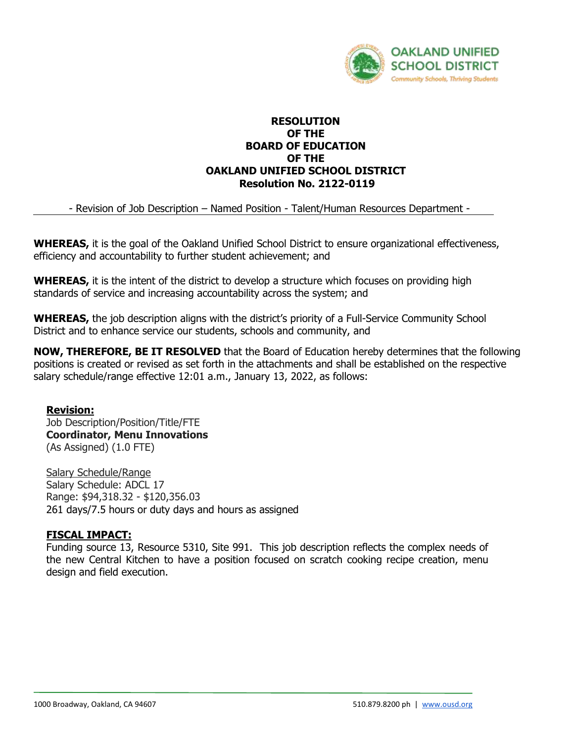OAKLAND UNIFIED SCHOOL DISTRICT
Community Schools, Thriving Students

# RESOLUTION OF THE BOARD OF EDUCATION OF THE OAKLAND UNIFIED SCHOOL DISTRICT
## Resolution No. 2122-0119

- Revision of Job Description – Named Position - Talent/Human Resources Department -

**WHEREAS,** it is the goal of the Oakland Unified School District to ensure organizational effectiveness, efficiency and accountability to further student achievement; and

**WHEREAS,** it is the intent of the district to develop a structure which focuses on providing high standards of service and increasing accountability across the system; and

**WHEREAS,** the job description aligns with the district's priority of a Full-Service Community School District and to enhance service our students, schools and community, and

**NOW, THEREFORE, BE IT RESOLVED** that the Board of Education hereby determines that the following positions is created or revised as set forth in the attachments and shall be established on the respective salary schedule/range effective 12:01 a.m., January 13, 2022, as follows:

**Revision:**
Job Description/Position/Title/FTE
**Coordinator, Menu Innovations**
(As Assigned) (1.0 FTE)

Salary Schedule/Range
Salary Schedule: ADCL 17
Range: $94,318.32 - $120,356.03
261 days/7.5 hours or duty days and hours as assigned

**FISCAL IMPACT:**
Funding source 13, Resource 5310, Site 991. This job description reflects the complex needs of the new Central Kitchen to have a position focused on scratch cooking recipe creation, menu design and field execution.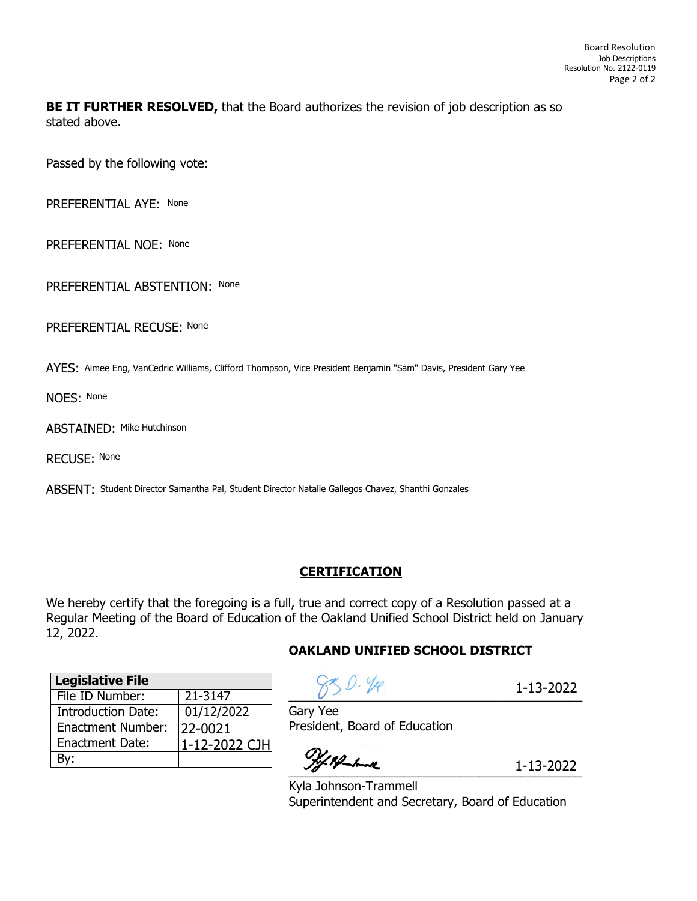**BE IT FURTHER RESOLVED,** that the Board authorizes the revision of job description as so stated above.

Passed by the following vote:

PREFERENTIAL AYE: None

PREFERENTIAL NOE: None

PREFERENTIAL ABSTENTION: None

PREFERENTIAL RECUSE: None

AYES: Aimee Eng, VanCedric Williams, Clifford Thompson, Vice President Benjamin "Sam" Davis, President Gary Yee

NOES: None

ABSTAINED: Mike Hutchinson

RECUSE: None

ABSENT: Student Director Samantha Pal, Student Director Natalie Gallegos Chavez, Shanthi Gonzales

## CERTIFICATION

We hereby certify that the foregoing is a full, true and correct copy of a Resolution passed at a Regular Meeting of the Board of Education of the Oakland Unified School District held on January 12, 2022.

**OAKLAND UNIFIED SCHOOL DISTRICT**

| Legislative File | |
|---|---|
| File ID Number: | 21-3147 |
| Introduction Date: | 01/12/2022 |
| Enactment Number: | 22-0021 |
| Enactment Date: | 1-12-2022 CJH |
| By: | |

1-13-2022

Gary Yee
President, Board of Education

1-13-2022

Kyla Johnson-Trammell
Superintendent and Secretary, Board of Education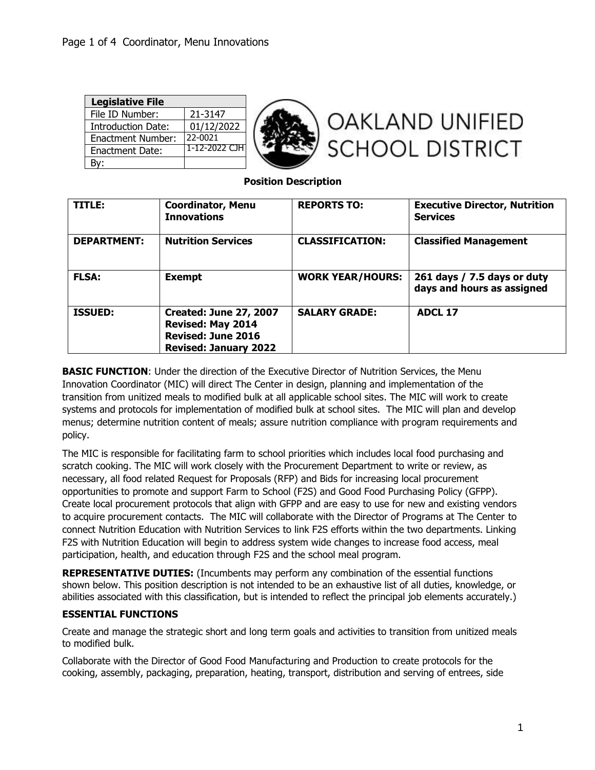| Legislative File | |
|---|---|
| File ID Number: | 21-3147 |
| Introduction Date: | 01/12/2022 |
| Enactment Number: | 22-0021 |
| Enactment Date: | 1-12-2022 CJH |
| By: | |

OAKLAND UNIFIED SCHOOL DISTRICT

**Position Description**

| **TITLE:** | **Coordinator, Menu Innovations** | **REPORTS TO:** | **Executive Director, Nutrition Services** |
|---|---|---|---|
| **DEPARTMENT:** | **Nutrition Services** | **CLASSIFICATION:** | **Classified Management** |
| **FLSA:** | **Exempt** | **WORK YEAR/HOURS:** | **261 days / 7.5 days or duty days and hours as assigned** |
| **ISSUED:** | **Created: June 27, 2007**<br>**Revised: May 2014**<br>**Revised: June 2016**<br>**Revised: January 2022** | **SALARY GRADE:** | **ADCL 17** |

**BASIC FUNCTION**: Under the direction of the Executive Director of Nutrition Services, the Menu Innovation Coordinator (MIC) will direct The Center in design, planning and implementation of the transition from unitized meals to modified bulk at all applicable school sites. The MIC will work to create systems and protocols for implementation of modified bulk at school sites. The MIC will plan and develop menus; determine nutrition content of meals; assure nutrition compliance with program requirements and policy.

The MIC is responsible for facilitating farm to school priorities which includes local food purchasing and scratch cooking. The MIC will work closely with the Procurement Department to write or review, as necessary, all food related Request for Proposals (RFP) and Bids for increasing local procurement opportunities to promote and support Farm to School (F2S) and Good Food Purchasing Policy (GFPP). Create local procurement protocols that align with GFPP and are easy to use for new and existing vendors to acquire procurement contacts. The MIC will collaborate with the Director of Programs at The Center to connect Nutrition Education with Nutrition Services to link F2S efforts within the two departments. Linking F2S with Nutrition Education will begin to address system wide changes to increase food access, meal participation, health, and education through F2S and the school meal program.

**REPRESENTATIVE DUTIES:** (Incumbents may perform any combination of the essential functions shown below. This position description is not intended to be an exhaustive list of all duties, knowledge, or abilities associated with this classification, but is intended to reflect the principal job elements accurately.)

**ESSENTIAL FUNCTIONS**

Create and manage the strategic short and long term goals and activities to transition from unitized meals to modified bulk.

Collaborate with the Director of Good Food Manufacturing and Production to create protocols for the cooking, assembly, packaging, preparation, heating, transport, distribution and serving of entrees, side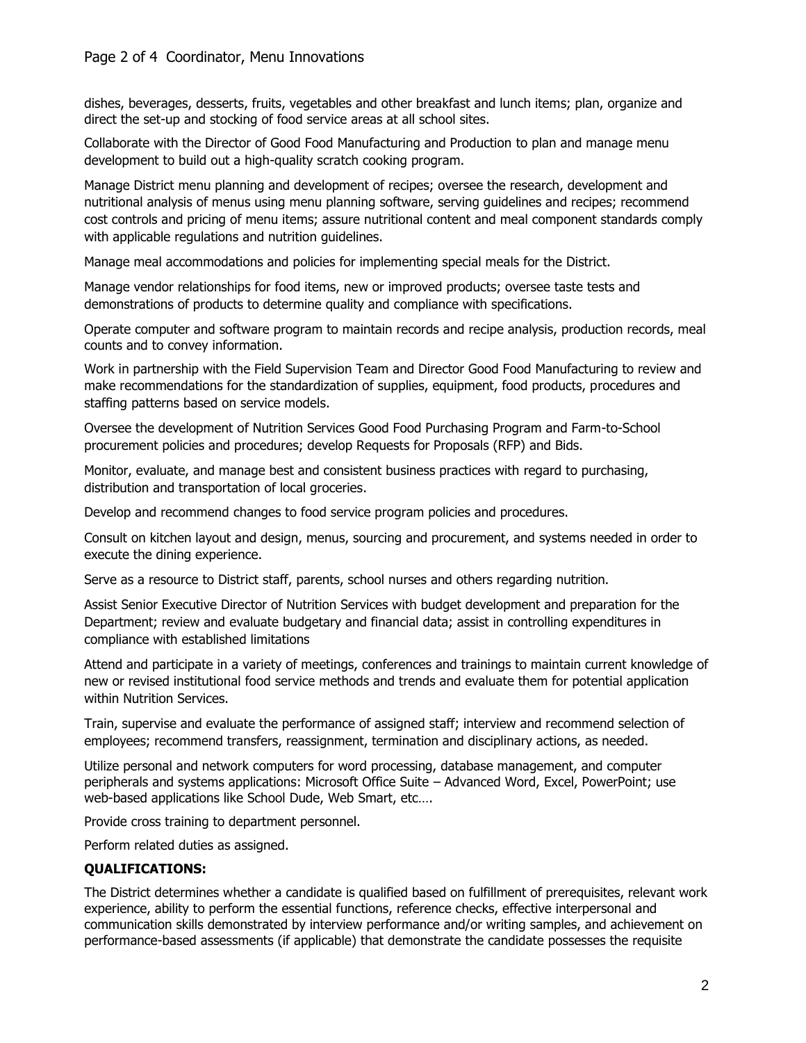dishes, beverages, desserts, fruits, vegetables and other breakfast and lunch items; plan, organize and direct the set-up and stocking of food service areas at all school sites.

Collaborate with the Director of Good Food Manufacturing and Production to plan and manage menu development to build out a high-quality scratch cooking program.

Manage District menu planning and development of recipes; oversee the research, development and nutritional analysis of menus using menu planning software, serving guidelines and recipes; recommend cost controls and pricing of menu items; assure nutritional content and meal component standards comply with applicable regulations and nutrition guidelines.

Manage meal accommodations and policies for implementing special meals for the District.

Manage vendor relationships for food items, new or improved products; oversee taste tests and demonstrations of products to determine quality and compliance with specifications.

Operate computer and software program to maintain records and recipe analysis, production records, meal counts and to convey information.

Work in partnership with the Field Supervision Team and Director Good Food Manufacturing to review and make recommendations for the standardization of supplies, equipment, food products, procedures and staffing patterns based on service models.

Oversee the development of Nutrition Services Good Food Purchasing Program and Farm-to-School procurement policies and procedures; develop Requests for Proposals (RFP) and Bids.

Monitor, evaluate, and manage best and consistent business practices with regard to purchasing, distribution and transportation of local groceries.

Develop and recommend changes to food service program policies and procedures.

Consult on kitchen layout and design, menus, sourcing and procurement, and systems needed in order to execute the dining experience.

Serve as a resource to District staff, parents, school nurses and others regarding nutrition.

Assist Senior Executive Director of Nutrition Services with budget development and preparation for the Department; review and evaluate budgetary and financial data; assist in controlling expenditures in compliance with established limitations

Attend and participate in a variety of meetings, conferences and trainings to maintain current knowledge of new or revised institutional food service methods and trends and evaluate them for potential application within Nutrition Services.

Train, supervise and evaluate the performance of assigned staff; interview and recommend selection of employees; recommend transfers, reassignment, termination and disciplinary actions, as needed.

Utilize personal and network computers for word processing, database management, and computer peripherals and systems applications: Microsoft Office Suite – Advanced Word, Excel, PowerPoint; use web-based applications like School Dude, Web Smart, etc….

Provide cross training to department personnel.

Perform related duties as assigned.

**QUALIFICATIONS:**

The District determines whether a candidate is qualified based on fulfillment of prerequisites, relevant work experience, ability to perform the essential functions, reference checks, effective interpersonal and communication skills demonstrated by interview performance and/or writing samples, and achievement on performance-based assessments (if applicable) that demonstrate the candidate possesses the requisite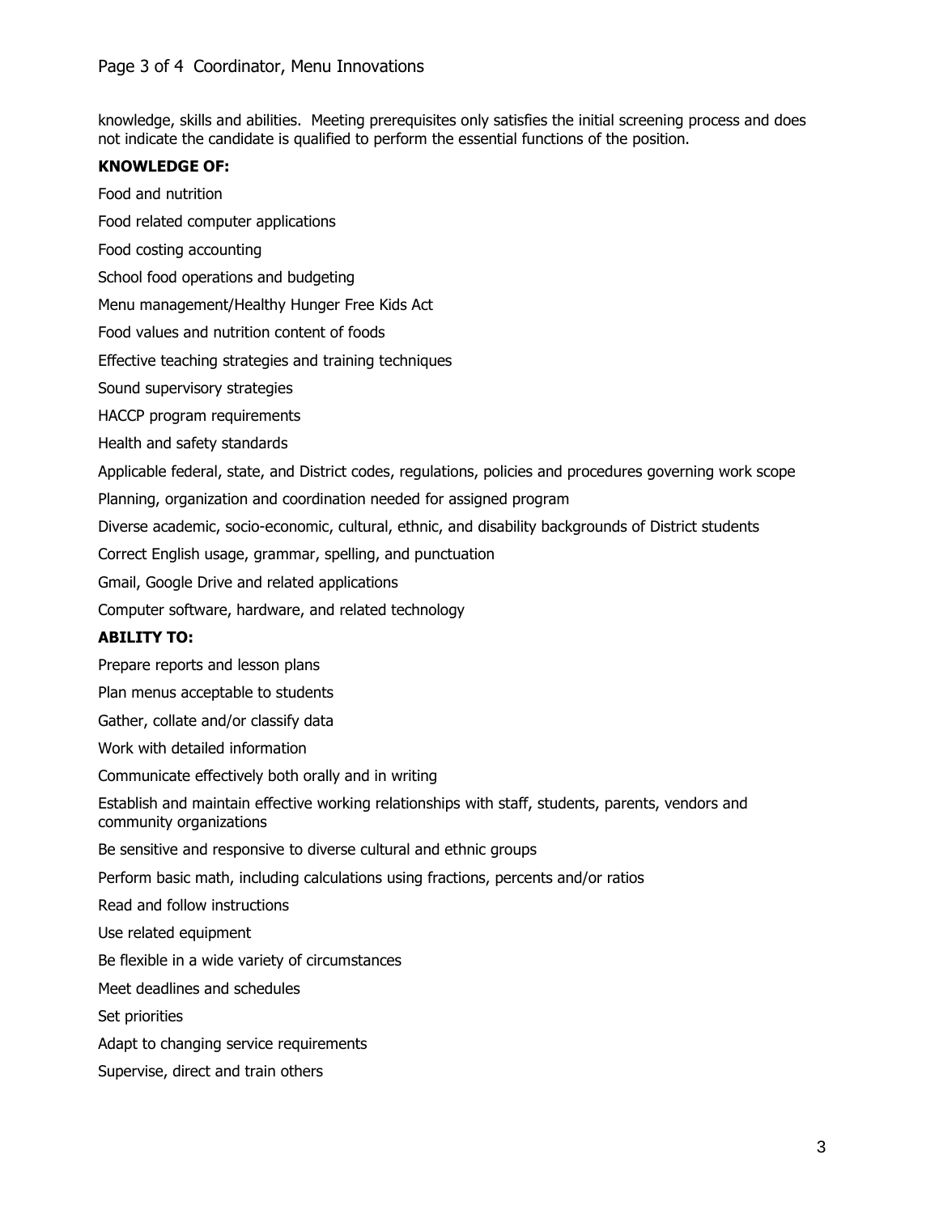knowledge, skills and abilities. Meeting prerequisites only satisfies the initial screening process and does not indicate the candidate is qualified to perform the essential functions of the position.

**KNOWLEDGE OF:**

Food and nutrition

Food related computer applications

Food costing accounting

School food operations and budgeting

Menu management/Healthy Hunger Free Kids Act

Food values and nutrition content of foods

Effective teaching strategies and training techniques

Sound supervisory strategies

HACCP program requirements

Health and safety standards

Applicable federal, state, and District codes, regulations, policies and procedures governing work scope

Planning, organization and coordination needed for assigned program

Diverse academic, socio-economic, cultural, ethnic, and disability backgrounds of District students

Correct English usage, grammar, spelling, and punctuation

Gmail, Google Drive and related applications

Computer software, hardware, and related technology

**ABILITY TO:**

Prepare reports and lesson plans

Plan menus acceptable to students

Gather, collate and/or classify data

Work with detailed information

Communicate effectively both orally and in writing

Establish and maintain effective working relationships with staff, students, parents, vendors and community organizations

Be sensitive and responsive to diverse cultural and ethnic groups

Perform basic math, including calculations using fractions, percents and/or ratios

Read and follow instructions

Use related equipment

Be flexible in a wide variety of circumstances

Meet deadlines and schedules

Set priorities

Adapt to changing service requirements

Supervise, direct and train others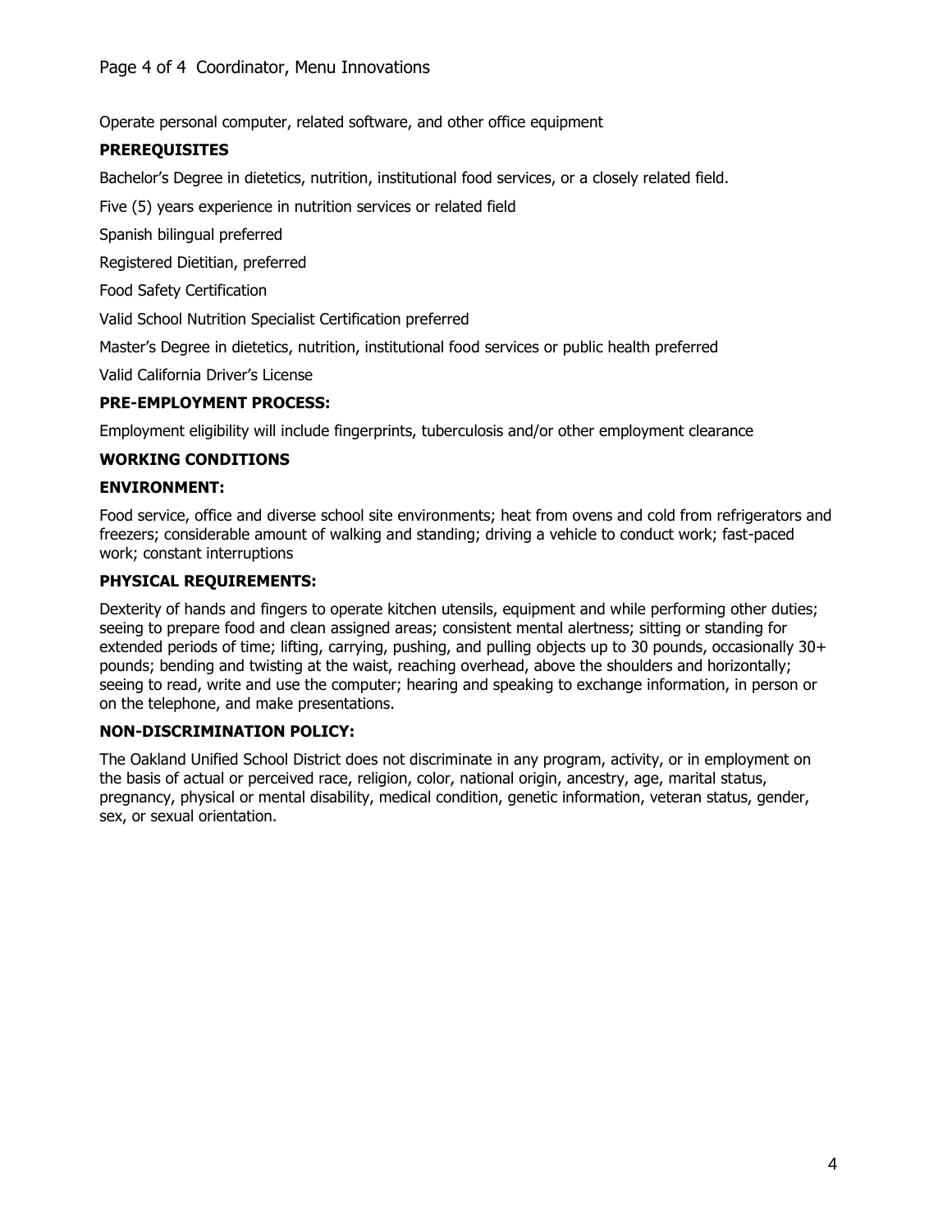Operate personal computer, related software, and other office equipment

**PREREQUISITES**

Bachelor's Degree in dietetics, nutrition, institutional food services, or a closely related field.

Five (5) years experience in nutrition services or related field

Spanish bilingual preferred

Registered Dietitian, preferred

Food Safety Certification

Valid School Nutrition Specialist Certification preferred

Master's Degree in dietetics, nutrition, institutional food services or public health preferred

Valid California Driver's License

**PRE-EMPLOYMENT PROCESS:**

Employment eligibility will include fingerprints, tuberculosis and/or other employment clearance

**WORKING CONDITIONS**

**ENVIRONMENT:**

Food service, office and diverse school site environments; heat from ovens and cold from refrigerators and freezers; considerable amount of walking and standing; driving a vehicle to conduct work; fast-paced work; constant interruptions

**PHYSICAL REQUIREMENTS:**

Dexterity of hands and fingers to operate kitchen utensils, equipment and while performing other duties; seeing to prepare food and clean assigned areas; consistent mental alertness; sitting or standing for extended periods of time; lifting, carrying, pushing, and pulling objects up to 30 pounds, occasionally 30+ pounds; bending and twisting at the waist, reaching overhead, above the shoulders and horizontally; seeing to read, write and use the computer; hearing and speaking to exchange information, in person or on the telephone, and make presentations.

**NON-DISCRIMINATION POLICY:**

The Oakland Unified School District does not discriminate in any program, activity, or in employment on the basis of actual or perceived race, religion, color, national origin, ancestry, age, marital status, pregnancy, physical or mental disability, medical condition, genetic information, veteran status, gender, sex, or sexual orientation.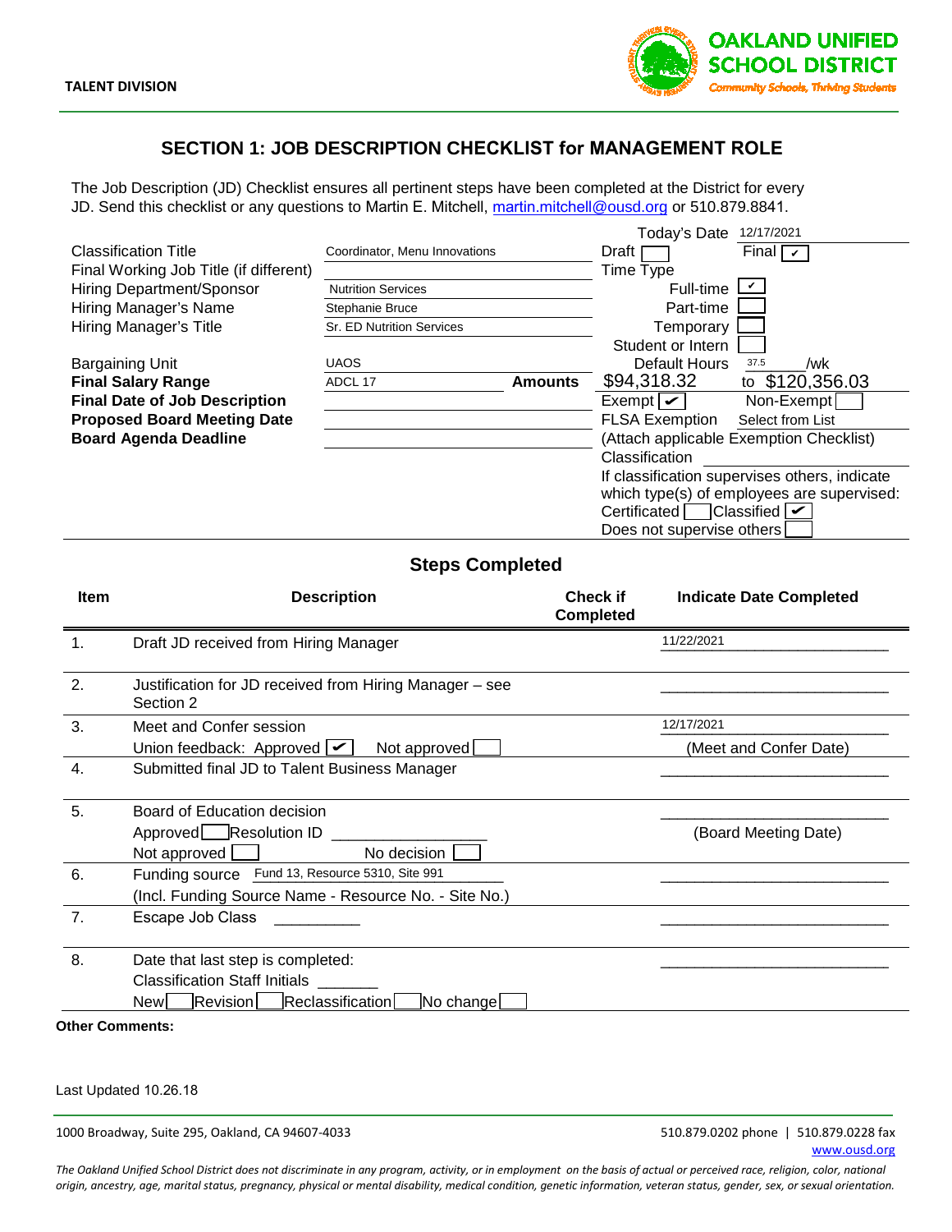TALENT DIVISION

OAKLAND UNIFIED SCHOOL DISTRICT
*Community Schools, Thriving Students*

## SECTION 1: JOB DESCRIPTION CHECKLIST for MANAGEMENT ROLE

The Job Description (JD) Checklist ensures all pertinent steps have been completed at the District for every JD. Send this checklist or any questions to Martin E. Mitchell, martin.mitchell@ousd.org or 510.879.8841.

| | | | |
|---|---|---|---|
| | | Today's Date | 12/17/2021 |
| Classification Title | Coordinator, Menu Innovations | Draft [ ] | Final [✓] |
| Final Working Job Title (if different) | | Time Type | |
| Hiring Department/Sponsor | Nutrition Services | Full-time | [✓] |
| Hiring Manager's Name | Stephanie Bruce | Part-time | [ ] |
| Hiring Manager's Title | Sr. ED Nutrition Services | Temporary | [ ] |
| | | Student or Intern | [ ] |
| Bargaining Unit | UAOS | Default Hours | 37.5 /wk |
| **Final Salary Range** | ADCL 17 **Amounts** | $94,318.32 | to $120,356.03 |
| **Final Date of Job Description** | | Exempt [✓] | Non-Exempt [ ] |
| **Proposed Board Meeting Date** | | FLSA Exemption | Select from List |
| **Board Agenda Deadline** | | (Attach applicable Exemption Checklist) | |
| | | Classification | |

If classification supervises others, indicate which type(s) of employees are supervised:
Certificated [ ] Classified [✓]
Does not supervise others [ ]

### Steps Completed

| Item | Description | Check if Completed | Indicate Date Completed |
|---|---|---|---|
| 1. | Draft JD received from Hiring Manager | | 11/22/2021 |
| 2. | Justification for JD received from Hiring Manager – see Section 2 | | ____________ |
| 3. | Meet and Confer session<br>Union feedback: Approved [✓] Not approved [ ] | | 12/17/2021<br>(Meet and Confer Date) |
| 4. | Submitted final JD to Talent Business Manager | | ____________ |
| 5. | Board of Education decision<br>Approved [ ] Resolution ID ____________<br>Not approved [ ] No decision [ ] | | ____________<br>(Board Meeting Date) |
| 6. | Funding source Fund 13, Resource 5310, Site 991<br>(Incl. Funding Source Name - Resource No. - Site No.) | | ____________ |
| 7. | Escape Job Class __________ | | ____________ |
| 8. | Date that last step is completed:<br>Classification Staff Initials _______<br>New [ ] Revision [ ] Reclassification [ ] No change [ ] | | ____________ |

**Other Comments:**

Last Updated 10.26.18

1000 Broadway, Suite 295, Oakland, CA 94607-4033

510.879.0202 phone | 510.879.0228 fax
www.ousd.org

*The Oakland Unified School District does not discriminate in any program, activity, or in employment on the basis of actual or perceived race, religion, color, national origin, ancestry, age, marital status, pregnancy, physical or mental disability, medical condition, genetic information, veteran status, gender, sex, or sexual orientation.*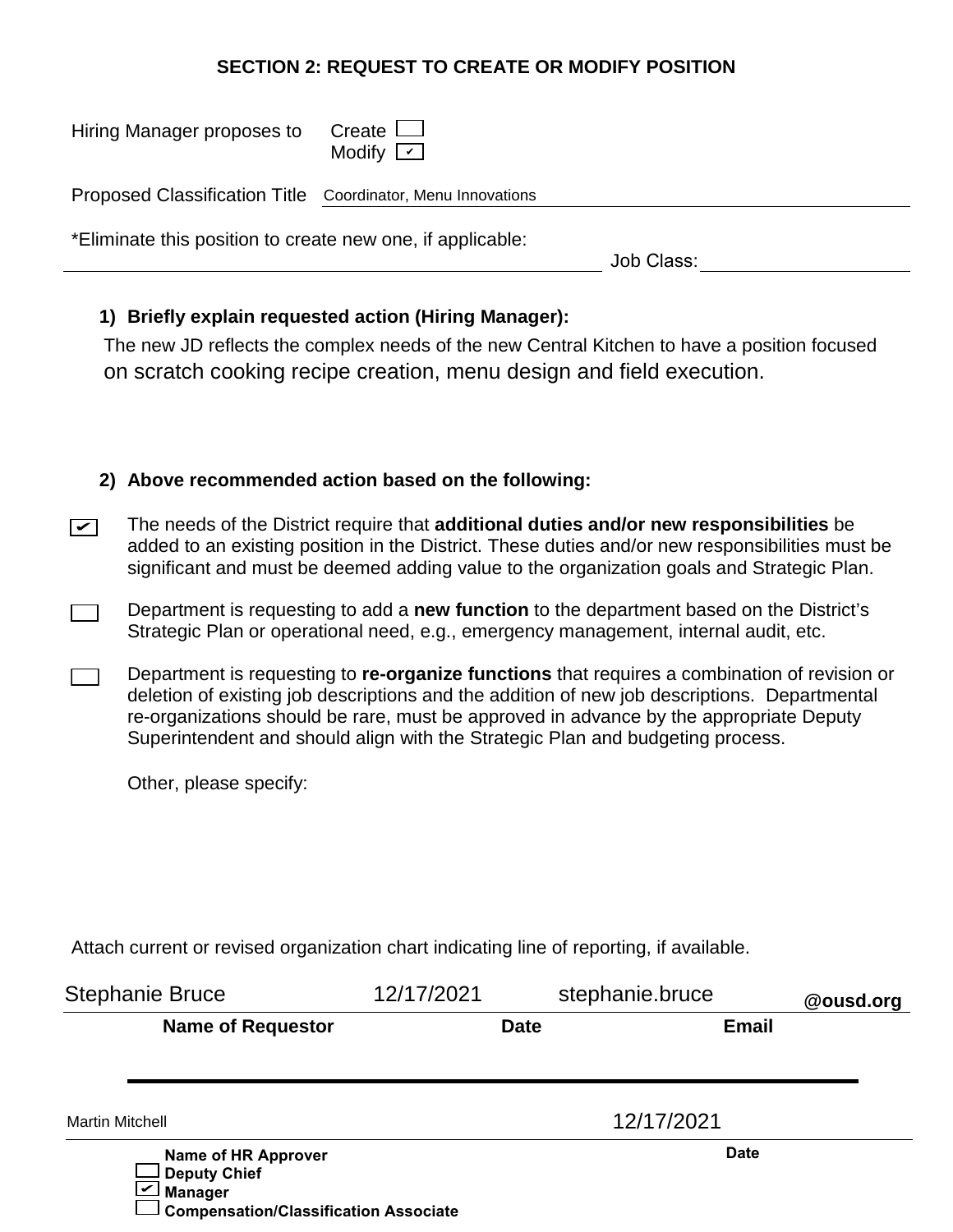## SECTION 2: REQUEST TO CREATE OR MODIFY POSITION

Hiring Manager proposes to Create ☐
Modify ☑

Proposed Classification Title Coordinator, Menu Innovations

*Eliminate this position to create new one, if applicable: ______________________ Job Class: ______________

**1) Briefly explain requested action (Hiring Manager):**

The new JD reflects the complex needs of the new Central Kitchen to have a position focused on scratch cooking recipe creation, menu design and field execution.

**2) Above recommended action based on the following:**

☑ The needs of the District require that **additional duties and/or new responsibilities** be added to an existing position in the District. These duties and/or new responsibilities must be significant and must be deemed adding value to the organization goals and Strategic Plan.

☐ Department is requesting to add a **new function** to the department based on the District's Strategic Plan or operational need, e.g., emergency management, internal audit, etc.

☐ Department is requesting to **re-organize functions** that requires a combination of revision or deletion of existing job descriptions and the addition of new job descriptions. Departmental re-organizations should be rare, must be approved in advance by the appropriate Deputy Superintendent and should align with the Strategic Plan and budgeting process.

Other, please specify:

Attach current or revised organization chart indicating line of reporting, if available.

| Stephanie Bruce | 12/17/2021 | stephanie.bruce@ousd.org |
|---|---|---|
| **Name of Requestor** | **Date** | **Email** |

| Martin Mitchell | 12/17/2021 |
|---|---|
| **Name of HR Approver** | **Date** |

☐ **Deputy Chief**
☑ **Manager**
☐ **Compensation/Classification Associate**